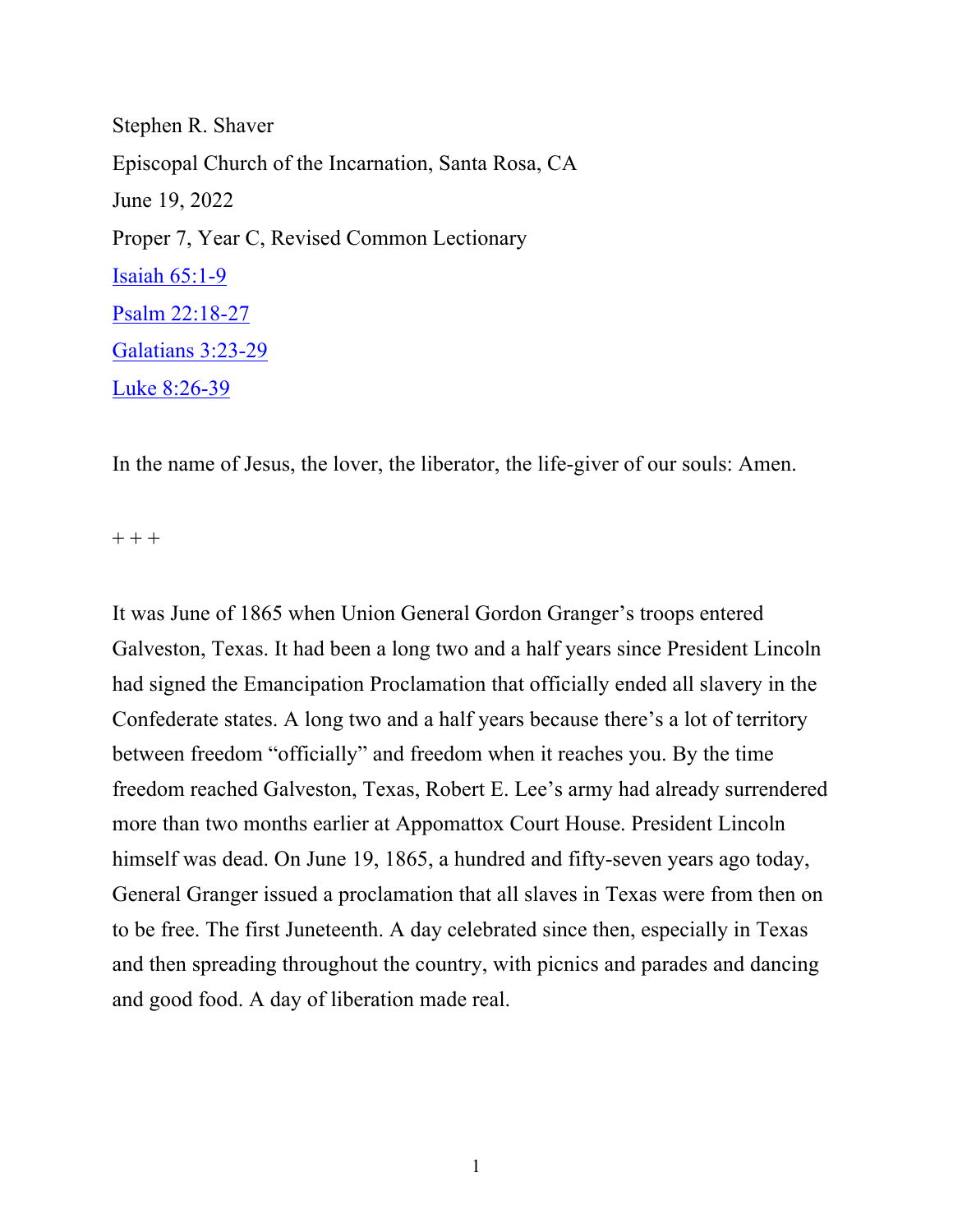Stephen R. Shaver

Episcopal Church of the Incarnation, Santa Rosa, CA

June 19, 2022

Proper 7, Year C, Revised Common Lectionary

Isaiah 65:1-9

Psalm 22:18-27

Galatians 3:23-29

Luke 8:26-39

In the name of Jesus, the lover, the liberator, the life-giver of our souls: Amen.

+ + +

It was June of 1865 when Union General Gordon Granger's troops entered Galveston, Texas. It had been a long two and a half years since President Lincoln had signed the Emancipation Proclamation that officially ended all slavery in the Confederate states. A long two and a half years because there's a lot of territory between freedom "officially" and freedom when it reaches you. By the time freedom reached Galveston, Texas, Robert E. Lee's army had already surrendered more than two months earlier at Appomattox Court House. President Lincoln himself was dead. On June 19, 1865, a hundred and fifty-seven years ago today, General Granger issued a proclamation that all slaves in Texas were from then on to be free. The first Juneteenth. A day celebrated since then, especially in Texas and then spreading throughout the country, with picnics and parades and dancing and good food. A day of liberation made real.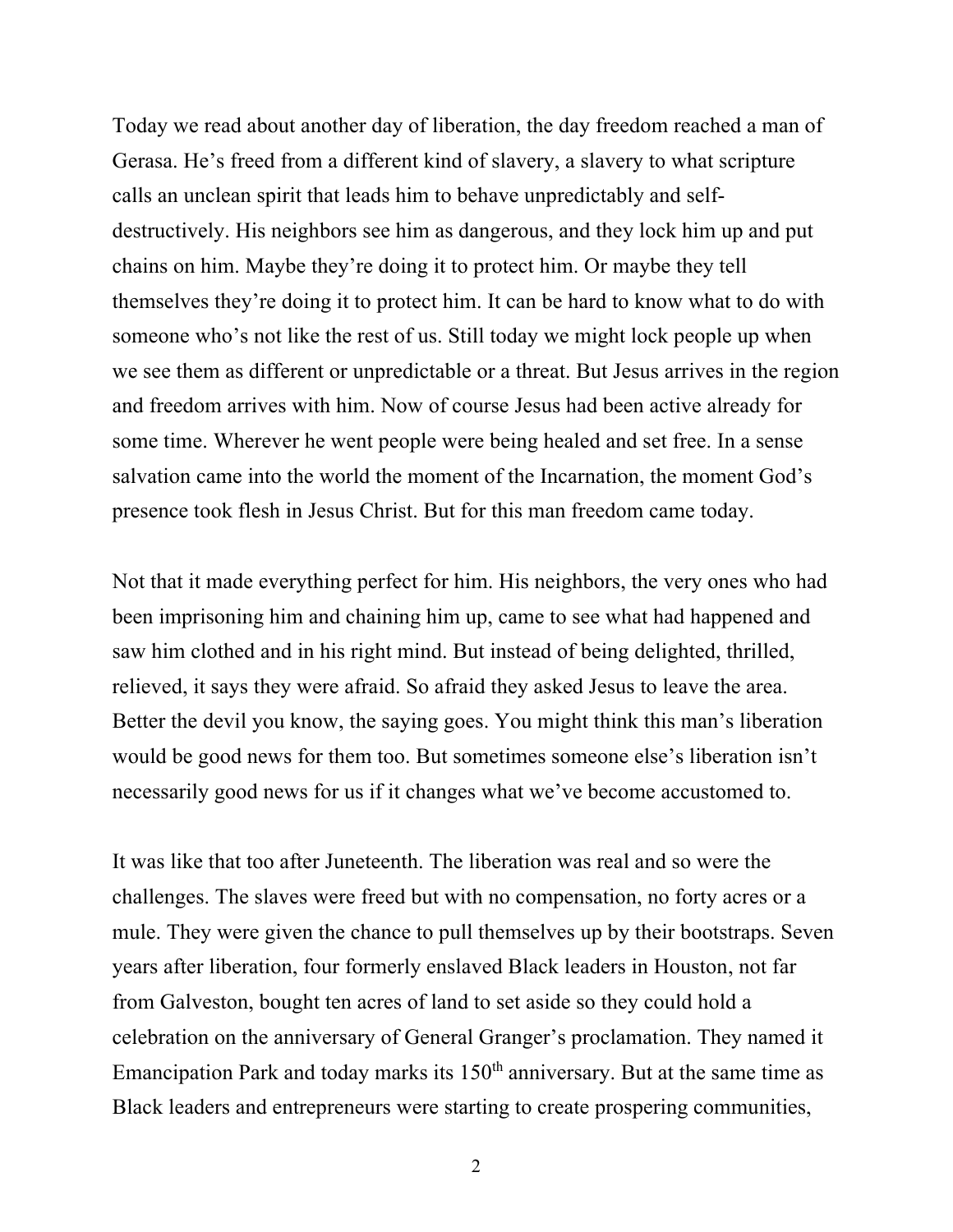Today we read about another day of liberation, the day freedom reached a man of Gerasa. He's freed from a different kind of slavery, a slavery to what scripture calls an unclean spirit that leads him to behave unpredictably and self-destructively. His neighbors see him as dangerous, and they lock him up and put chains on him. Maybe they're doing it to protect him. Or maybe they tell themselves they're doing it to protect him. It can be hard to know what to do with someone who's not like the rest of us. Still today we might lock people up when we see them as different or unpredictable or a threat. But Jesus arrives in the region and freedom arrives with him. Now of course Jesus had been active already for some time. Wherever he went people were being healed and set free. In a sense salvation came into the world the moment of the Incarnation, the moment God's presence took flesh in Jesus Christ. But for this man freedom came today.

Not that it made everything perfect for him. His neighbors, the very ones who had been imprisoning him and chaining him up, came to see what had happened and saw him clothed and in his right mind. But instead of being delighted, thrilled, relieved, it says they were afraid. So afraid they asked Jesus to leave the area. Better the devil you know, the saying goes. You might think this man's liberation would be good news for them too. But sometimes someone else's liberation isn't necessarily good news for us if it changes what we've become accustomed to.

It was like that too after Juneteenth. The liberation was real and so were the challenges. The slaves were freed but with no compensation, no forty acres or a mule. They were given the chance to pull themselves up by their bootstraps. Seven years after liberation, four formerly enslaved Black leaders in Houston, not far from Galveston, bought ten acres of land to set aside so they could hold a celebration on the anniversary of General Granger's proclamation. They named it Emancipation Park and today marks its 150th anniversary. But at the same time as Black leaders and entrepreneurs were starting to create prospering communities,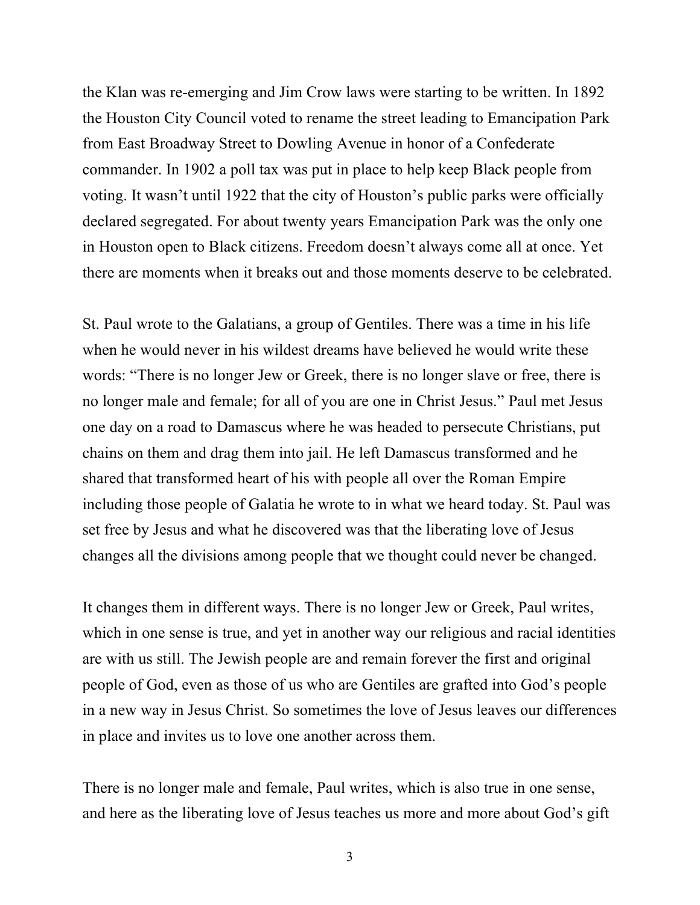the Klan was re-emerging and Jim Crow laws were starting to be written. In 1892 the Houston City Council voted to rename the street leading to Emancipation Park from East Broadway Street to Dowling Avenue in honor of a Confederate commander. In 1902 a poll tax was put in place to help keep Black people from voting. It wasn't until 1922 that the city of Houston's public parks were officially declared segregated. For about twenty years Emancipation Park was the only one in Houston open to Black citizens. Freedom doesn't always come all at once. Yet there are moments when it breaks out and those moments deserve to be celebrated.

St. Paul wrote to the Galatians, a group of Gentiles. There was a time in his life when he would never in his wildest dreams have believed he would write these words: "There is no longer Jew or Greek, there is no longer slave or free, there is no longer male and female; for all of you are one in Christ Jesus." Paul met Jesus one day on a road to Damascus where he was headed to persecute Christians, put chains on them and drag them into jail. He left Damascus transformed and he shared that transformed heart of his with people all over the Roman Empire including those people of Galatia he wrote to in what we heard today. St. Paul was set free by Jesus and what he discovered was that the liberating love of Jesus changes all the divisions among people that we thought could never be changed.

It changes them in different ways. There is no longer Jew or Greek, Paul writes, which in one sense is true, and yet in another way our religious and racial identities are with us still. The Jewish people are and remain forever the first and original people of God, even as those of us who are Gentiles are grafted into God's people in a new way in Jesus Christ. So sometimes the love of Jesus leaves our differences in place and invites us to love one another across them.

There is no longer male and female, Paul writes, which is also true in one sense, and here as the liberating love of Jesus teaches us more and more about God's gift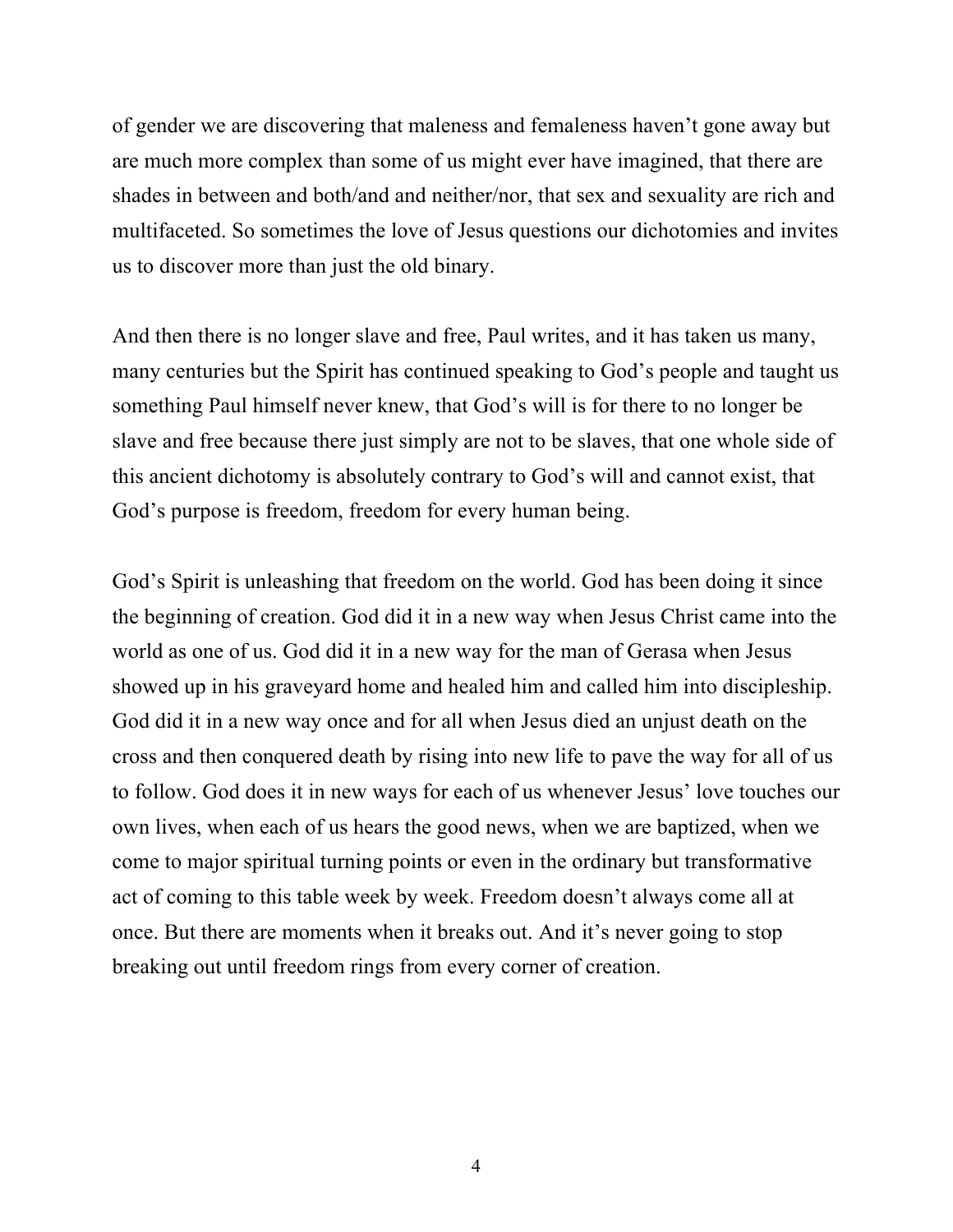of gender we are discovering that maleness and femaleness haven't gone away but are much more complex than some of us might ever have imagined, that there are shades in between and both/and and neither/nor, that sex and sexuality are rich and multifaceted. So sometimes the love of Jesus questions our dichotomies and invites us to discover more than just the old binary.

And then there is no longer slave and free, Paul writes, and it has taken us many, many centuries but the Spirit has continued speaking to God's people and taught us something Paul himself never knew, that God's will is for there to no longer be slave and free because there just simply are not to be slaves, that one whole side of this ancient dichotomy is absolutely contrary to God's will and cannot exist, that God's purpose is freedom, freedom for every human being.

God's Spirit is unleashing that freedom on the world. God has been doing it since the beginning of creation. God did it in a new way when Jesus Christ came into the world as one of us. God did it in a new way for the man of Gerasa when Jesus showed up in his graveyard home and healed him and called him into discipleship. God did it in a new way once and for all when Jesus died an unjust death on the cross and then conquered death by rising into new life to pave the way for all of us to follow. God does it in new ways for each of us whenever Jesus' love touches our own lives, when each of us hears the good news, when we are baptized, when we come to major spiritual turning points or even in the ordinary but transformative act of coming to this table week by week. Freedom doesn't always come all at once. But there are moments when it breaks out. And it's never going to stop breaking out until freedom rings from every corner of creation.